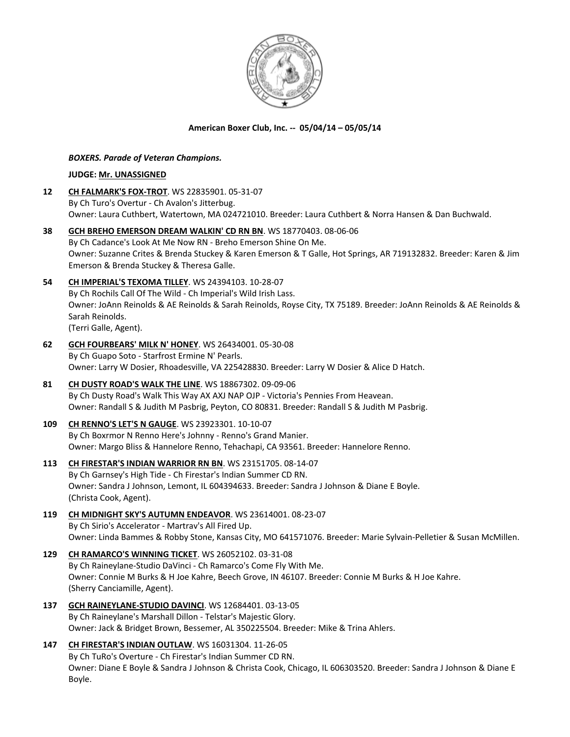**American Boxer Club, Inc. -- 05/04/14 – 05/05/14**

***BOXERS. Parade of Veteran Champions.***

**JUDGE: Mr. UNASSIGNED**

**12** **CH FALMARK'S FOX-TROT**. WS 22835901. 05-31-07
By Ch Turo's Overtur - Ch Avalon's Jitterbug.
Owner: Laura Cuthbert, Watertown, MA 024721010. Breeder: Laura Cuthbert & Norra Hansen & Dan Buchwald.

**38** **GCH BREHO EMERSON DREAM WALKIN' CD RN BN**. WS 18770403. 08-06-06
By Ch Cadance's Look At Me Now RN - Breho Emerson Shine On Me.
Owner: Suzanne Crites & Brenda Stuckey & Karen Emerson & T Galle, Hot Springs, AR 719132832. Breeder: Karen & Jim Emerson & Brenda Stuckey & Theresa Galle.

**54** **CH IMPERIAL'S TEXOMA TILLEY**. WS 24394103. 10-28-07
By Ch Rochils Call Of The Wild - Ch Imperial's Wild Irish Lass.
Owner: JoAnn Reinolds & AE Reinolds & Sarah Reinolds, Royse City, TX 75189. Breeder: JoAnn Reinolds & AE Reinolds & Sarah Reinolds.
(Terri Galle, Agent).

**62** **GCH FOURBEARS' MILK N' HONEY**. WS 26434001. 05-30-08
By Ch Guapo Soto - Starfrost Ermine N' Pearls.
Owner: Larry W Dosier, Rhoadesville, VA 225428830. Breeder: Larry W Dosier & Alice D Hatch.

**81** **CH DUSTY ROAD'S WALK THE LINE**. WS 18867302. 09-09-06
By Ch Dusty Road's Walk This Way AX AXJ NAP OJP - Victoria's Pennies From Heavean.
Owner: Randall S & Judith M Pasbrig, Peyton, CO 80831. Breeder: Randall S & Judith M Pasbrig.

**109** **CH RENNO'S LET'S N GAUGE**. WS 23923301. 10-10-07
By Ch Boxrmor N Renno Here's Johnny - Renno's Grand Manier.
Owner: Margo Bliss & Hannelore Renno, Tehachapi, CA 93561. Breeder: Hannelore Renno.

**113** **CH FIRESTAR'S INDIAN WARRIOR RN BN**. WS 23151705. 08-14-07
By Ch Garnsey's High Tide - Ch Firestar's Indian Summer CD RN.
Owner: Sandra J Johnson, Lemont, IL 604394633. Breeder: Sandra J Johnson & Diane E Boyle.
(Christa Cook, Agent).

**119** **CH MIDNIGHT SKY'S AUTUMN ENDEAVOR**. WS 23614001. 08-23-07
By Ch Sirio's Accelerator - Martrav's All Fired Up.
Owner: Linda Bammes & Robby Stone, Kansas City, MO 641571076. Breeder: Marie Sylvain-Pelletier & Susan McMillen.

**129** **CH RAMARCO'S WINNING TICKET**. WS 26052102. 03-31-08
By Ch Raineylane-Studio DaVinci - Ch Ramarco's Come Fly With Me.
Owner: Connie M Burks & H Joe Kahre, Beech Grove, IN 46107. Breeder: Connie M Burks & H Joe Kahre.
(Sherry Canciamille, Agent).

**137** **GCH RAINEYLANE-STUDIO DAVINCI**. WS 12684401. 03-13-05
By Ch Raineylane's Marshall Dillon - Telstar's Majestic Glory.
Owner: Jack & Bridget Brown, Bessemer, AL 350225504. Breeder: Mike & Trina Ahlers.

**147** **CH FIRESTAR'S INDIAN OUTLAW**. WS 16031304. 11-26-05
By Ch TuRo's Overture - Ch Firestar's Indian Summer CD RN.
Owner: Diane E Boyle & Sandra J Johnson & Christa Cook, Chicago, IL 606303520. Breeder: Sandra J Johnson & Diane E Boyle.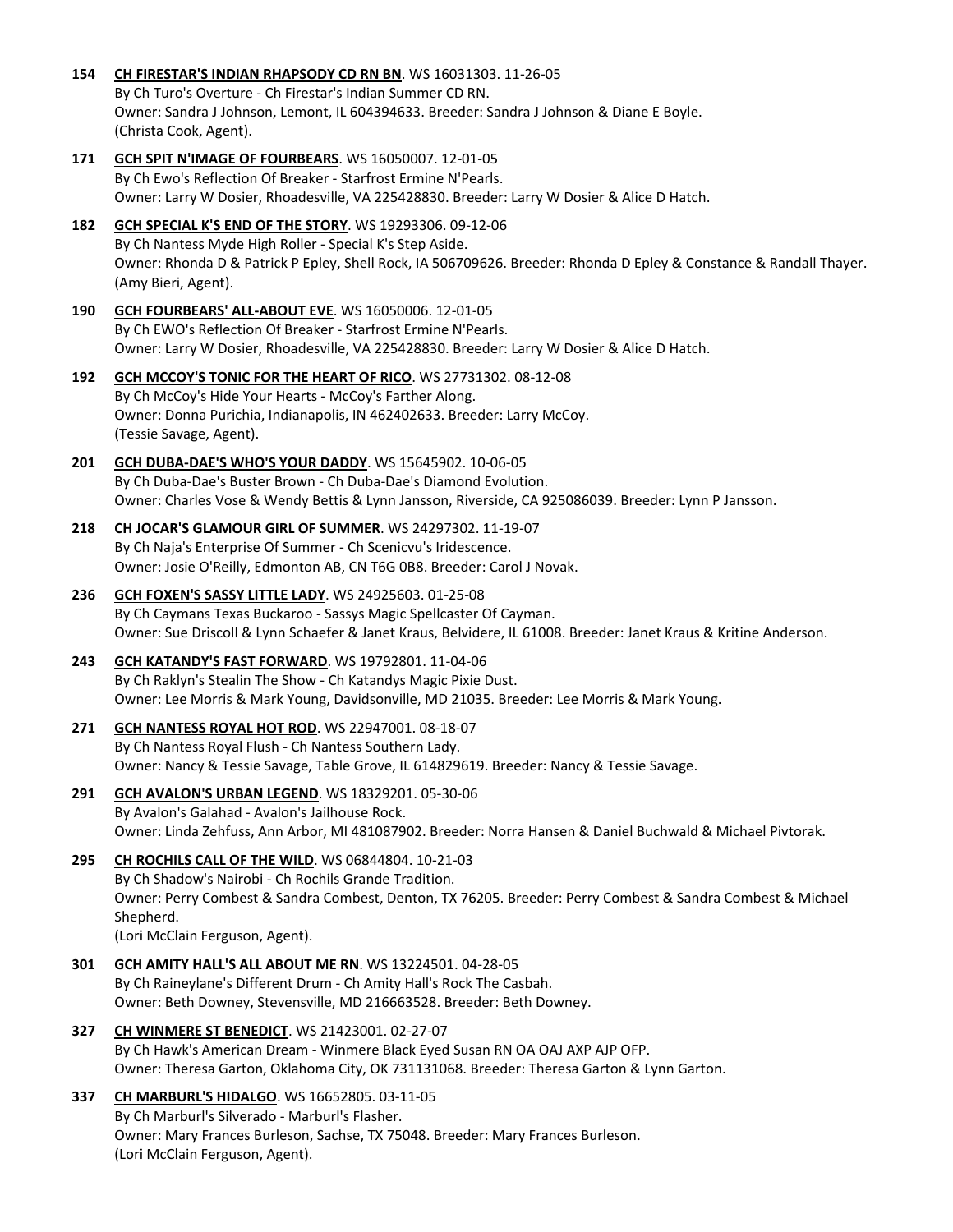**154** **CH FIRESTAR'S INDIAN RHAPSODY CD RN BN**. WS 16031303. 11-26-05
By Ch Turo's Overture - Ch Firestar's Indian Summer CD RN.
Owner: Sandra J Johnson, Lemont, IL 604394633. Breeder: Sandra J Johnson & Diane E Boyle.
(Christa Cook, Agent).

**171** **GCH SPIT N'IMAGE OF FOURBEARS**. WS 16050007. 12-01-05
By Ch Ewo's Reflection Of Breaker - Starfrost Ermine N'Pearls.
Owner: Larry W Dosier, Rhoadesville, VA 225428830. Breeder: Larry W Dosier & Alice D Hatch.

**182** **GCH SPECIAL K'S END OF THE STORY**. WS 19293306. 09-12-06
By Ch Nantess Myde High Roller - Special K's Step Aside.
Owner: Rhonda D & Patrick P Epley, Shell Rock, IA 506709626. Breeder: Rhonda D Epley & Constance & Randall Thayer.
(Amy Bieri, Agent).

**190** **GCH FOURBEARS' ALL-ABOUT EVE**. WS 16050006. 12-01-05
By Ch EWO's Reflection Of Breaker - Starfrost Ermine N'Pearls.
Owner: Larry W Dosier, Rhoadesville, VA 225428830. Breeder: Larry W Dosier & Alice D Hatch.

**192** **GCH MCCOY'S TONIC FOR THE HEART OF RICO**. WS 27731302. 08-12-08
By Ch McCoy's Hide Your Hearts - McCoy's Farther Along.
Owner: Donna Purichia, Indianapolis, IN 462402633. Breeder: Larry McCoy.
(Tessie Savage, Agent).

**201** **GCH DUBA-DAE'S WHO'S YOUR DADDY**. WS 15645902. 10-06-05
By Ch Duba-Dae's Buster Brown - Ch Duba-Dae's Diamond Evolution.
Owner: Charles Vose & Wendy Bettis & Lynn Jansson, Riverside, CA 925086039. Breeder: Lynn P Jansson.

**218** **CH JOCAR'S GLAMOUR GIRL OF SUMMER**. WS 24297302. 11-19-07
By Ch Naja's Enterprise Of Summer - Ch Scenicvu's Iridescence.
Owner: Josie O'Reilly, Edmonton AB, CN T6G 0B8. Breeder: Carol J Novak.

**236** **GCH FOXEN'S SASSY LITTLE LADY**. WS 24925603. 01-25-08
By Ch Caymans Texas Buckaroo - Sassys Magic Spellcaster Of Cayman.
Owner: Sue Driscoll & Lynn Schaefer & Janet Kraus, Belvidere, IL 61008. Breeder: Janet Kraus & Kritine Anderson.

**243** **GCH KATANDY'S FAST FORWARD**. WS 19792801. 11-04-06
By Ch Raklyn's Stealin The Show - Ch Katandys Magic Pixie Dust.
Owner: Lee Morris & Mark Young, Davidsonville, MD 21035. Breeder: Lee Morris & Mark Young.

**271** **GCH NANTESS ROYAL HOT ROD**. WS 22947001. 08-18-07
By Ch Nantess Royal Flush - Ch Nantess Southern Lady.
Owner: Nancy & Tessie Savage, Table Grove, IL 614829619. Breeder: Nancy & Tessie Savage.

**291** **GCH AVALON'S URBAN LEGEND**. WS 18329201. 05-30-06
By Avalon's Galahad - Avalon's Jailhouse Rock.
Owner: Linda Zehfuss, Ann Arbor, MI 481087902. Breeder: Norra Hansen & Daniel Buchwald & Michael Pivtorak.

**295** **CH ROCHILS CALL OF THE WILD**. WS 06844804. 10-21-03
By Ch Shadow's Nairobi - Ch Rochils Grande Tradition.
Owner: Perry Combest & Sandra Combest, Denton, TX 76205. Breeder: Perry Combest & Sandra Combest & Michael Shepherd.
(Lori McClain Ferguson, Agent).

**301** **GCH AMITY HALL'S ALL ABOUT ME RN**. WS 13224501. 04-28-05
By Ch Raineylane's Different Drum - Ch Amity Hall's Rock The Casbah.
Owner: Beth Downey, Stevensville, MD 216663528. Breeder: Beth Downey.

**327** **CH WINMERE ST BENEDICT**. WS 21423001. 02-27-07
By Ch Hawk's American Dream - Winmere Black Eyed Susan RN OA OAJ AXP AJP OFP.
Owner: Theresa Garton, Oklahoma City, OK 731131068. Breeder: Theresa Garton & Lynn Garton.

**337** **CH MARBURL'S HIDALGO**. WS 16652805. 03-11-05
By Ch Marburl's Silverado - Marburl's Flasher.
Owner: Mary Frances Burleson, Sachse, TX 75048. Breeder: Mary Frances Burleson.
(Lori McClain Ferguson, Agent).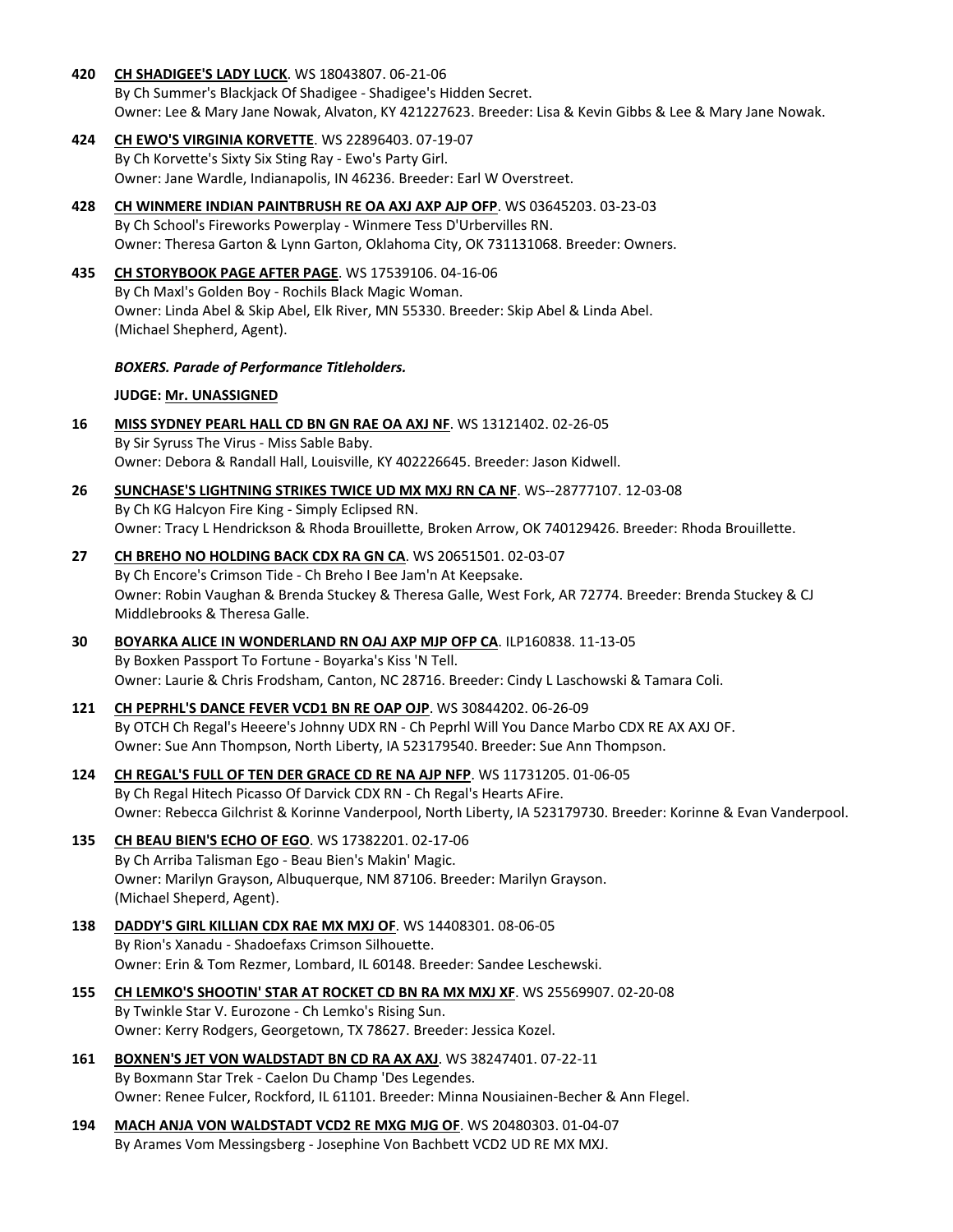**420** **CH SHADIGEE'S LADY LUCK**. WS 18043807. 06-21-06
By Ch Summer's Blackjack Of Shadigee - Shadigee's Hidden Secret.
Owner: Lee & Mary Jane Nowak, Alvaton, KY 421227623. Breeder: Lisa & Kevin Gibbs & Lee & Mary Jane Nowak.

**424** **CH EWO'S VIRGINIA KORVETTE**. WS 22896403. 07-19-07
By Ch Korvette's Sixty Six Sting Ray - Ewo's Party Girl.
Owner: Jane Wardle, Indianapolis, IN 46236. Breeder: Earl W Overstreet.

**428** **CH WINMERE INDIAN PAINTBRUSH RE OA AXJ AXP AJP OFP**. WS 03645203. 03-23-03
By Ch School's Fireworks Powerplay - Winmere Tess D'Urbervilles RN.
Owner: Theresa Garton & Lynn Garton, Oklahoma City, OK 731131068. Breeder: Owners.

**435** **CH STORYBOOK PAGE AFTER PAGE**. WS 17539106. 04-16-06
By Ch Maxl's Golden Boy - Rochils Black Magic Woman.
Owner: Linda Abel & Skip Abel, Elk River, MN 55330. Breeder: Skip Abel & Linda Abel.
(Michael Shepherd, Agent).

***BOXERS. Parade of Performance Titleholders.***

**JUDGE: Mr. UNASSIGNED**

**16** **MISS SYDNEY PEARL HALL CD BN GN RAE OA AXJ NF**. WS 13121402. 02-26-05
By Sir Syruss The Virus - Miss Sable Baby.
Owner: Debora & Randall Hall, Louisville, KY 402226645. Breeder: Jason Kidwell.

**26** **SUNCHASE'S LIGHTNING STRIKES TWICE UD MX MXJ RN CA NF**. WS--28777107. 12-03-08
By Ch KG Halcyon Fire King - Simply Eclipsed RN.
Owner: Tracy L Hendrickson & Rhoda Brouillette, Broken Arrow, OK 740129426. Breeder: Rhoda Brouillette.

**27** **CH BREHO NO HOLDING BACK CDX RA GN CA**. WS 20651501. 02-03-07
By Ch Encore's Crimson Tide - Ch Breho I Bee Jam'n At Keepsake.
Owner: Robin Vaughan & Brenda Stuckey & Theresa Galle, West Fork, AR 72774. Breeder: Brenda Stuckey & CJ Middlebrooks & Theresa Galle.

**30** **BOYARKA ALICE IN WONDERLAND RN OAJ AXP MJP OFP CA**. ILP160838. 11-13-05
By Boxken Passport To Fortune - Boyarka's Kiss 'N Tell.
Owner: Laurie & Chris Frodsham, Canton, NC 28716. Breeder: Cindy L Laschowski & Tamara Coli.

**121** **CH PEPRHL'S DANCE FEVER VCD1 BN RE OAP OJP**. WS 30844202. 06-26-09
By OTCH Ch Regal's Heeere's Johnny UDX RN - Ch Peprhl Will You Dance Marbo CDX RE AX AXJ OF.
Owner: Sue Ann Thompson, North Liberty, IA 523179540. Breeder: Sue Ann Thompson.

**124** **CH REGAL'S FULL OF TEN DER GRACE CD RE NA AJP NFP**. WS 11731205. 01-06-05
By Ch Regal Hitech Picasso Of Darvick CDX RN - Ch Regal's Hearts AFire.
Owner: Rebecca Gilchrist & Korinne Vanderpool, North Liberty, IA 523179730. Breeder: Korinne & Evan Vanderpool.

**135** **CH BEAU BIEN'S ECHO OF EGO**. WS 17382201. 02-17-06
By Ch Arriba Talisman Ego - Beau Bien's Makin' Magic.
Owner: Marilyn Grayson, Albuquerque, NM 87106. Breeder: Marilyn Grayson.
(Michael Sheperd, Agent).

**138** **DADDY'S GIRL KILLIAN CDX RAE MX MXJ OF**. WS 14408301. 08-06-05
By Rion's Xanadu - Shadoefaxs Crimson Silhouette.
Owner: Erin & Tom Rezmer, Lombard, IL 60148. Breeder: Sandee Leschewski.

**155** **CH LEMKO'S SHOOTIN' STAR AT ROCKET CD BN RA MX MXJ XF**. WS 25569907. 02-20-08
By Twinkle Star V. Eurozone - Ch Lemko's Rising Sun.
Owner: Kerry Rodgers, Georgetown, TX 78627. Breeder: Jessica Kozel.

**161** **BOXNEN'S JET VON WALDSTADT BN CD RA AX AXJ**. WS 38247401. 07-22-11
By Boxmann Star Trek - Caelon Du Champ 'Des Legendes.
Owner: Renee Fulcer, Rockford, IL 61101. Breeder: Minna Nousiainen-Becher & Ann Flegel.

**194** **MACH ANJA VON WALDSTADT VCD2 RE MXG MJG OF**. WS 20480303. 01-04-07
By Arames Vom Messingsberg - Josephine Von Bachbett VCD2 UD RE MX MXJ.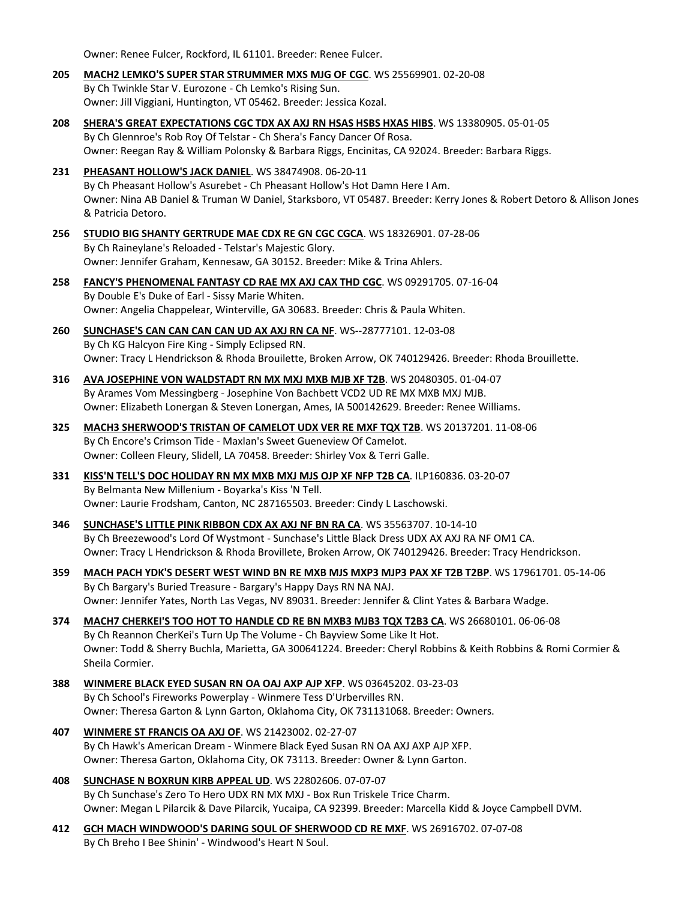Owner: Renee Fulcer, Rockford, IL 61101. Breeder: Renee Fulcer.

**205** **MACH2 LEMKO'S SUPER STAR STRUMMER MXS MJG OF CGC**. WS 25569901. 02-20-08
By Ch Twinkle Star V. Eurozone - Ch Lemko's Rising Sun.
Owner: Jill Viggiani, Huntington, VT 05462. Breeder: Jessica Kozal.

**208** **SHERA'S GREAT EXPECTATIONS CGC TDX AX AXJ RN HSAS HSBS HXAS HIBS**. WS 13380905. 05-01-05
By Ch Glennroe's Rob Roy Of Telstar - Ch Shera's Fancy Dancer Of Rosa.
Owner: Reegan Ray & William Polonsky & Barbara Riggs, Encinitas, CA 92024. Breeder: Barbara Riggs.

**231** **PHEASANT HOLLOW'S JACK DANIEL**. WS 38474908. 06-20-11
By Ch Pheasant Hollow's Asurebet - Ch Pheasant Hollow's Hot Damn Here I Am.
Owner: Nina AB Daniel & Truman W Daniel, Starksboro, VT 05487. Breeder: Kerry Jones & Robert Detoro & Allison Jones & Patricia Detoro.

**256** **STUDIO BIG SHANTY GERTRUDE MAE CDX RE GN CGC CGCA**. WS 18326901. 07-28-06
By Ch Raineylane's Reloaded - Telstar's Majestic Glory.
Owner: Jennifer Graham, Kennesaw, GA 30152. Breeder: Mike & Trina Ahlers.

**258** **FANCY'S PHENOMENAL FANTASY CD RAE MX AXJ CAX THD CGC**. WS 09291705. 07-16-04
By Double E's Duke of Earl - Sissy Marie Whiten.
Owner: Angelia Chappelear, Winterville, GA 30683. Breeder: Chris & Paula Whiten.

**260** **SUNCHASE'S CAN CAN CAN CAN UD AX AXJ RN CA NF**. WS--28777101. 12-03-08
By Ch KG Halcyon Fire King - Simply Eclipsed RN.
Owner: Tracy L Hendrickson & Rhoda Brouilette, Broken Arrow, OK 740129426. Breeder: Rhoda Brouillette.

**316** **AVA JOSEPHINE VON WALDSTADT RN MX MXJ MXB MJB XF T2B**. WS 20480305. 01-04-07
By Arames Vom Messingberg - Josephine Von Bachbett VCD2 UD RE MX MXB MXJ MJB.
Owner: Elizabeth Lonergan & Steven Lonergan, Ames, IA 500142629. Breeder: Renee Williams.

**325** **MACH3 SHERWOOD'S TRISTAN OF CAMELOT UDX VER RE MXF TQX T2B**. WS 20137201. 11-08-06
By Ch Encore's Crimson Tide - Maxlan's Sweet Gueneview Of Camelot.
Owner: Colleen Fleury, Slidell, LA 70458. Breeder: Shirley Vox & Terri Galle.

**331** **KISS'N TELL'S DOC HOLIDAY RN MX MXB MXJ MJS OJP XF NFP T2B CA**. ILP160836. 03-20-07
By Belmanta New Millenium - Boyarka's Kiss 'N Tell.
Owner: Laurie Frodsham, Canton, NC 287165503. Breeder: Cindy L Laschowski.

**346** **SUNCHASE'S LITTLE PINK RIBBON CDX AX AXJ NF BN RA CA**. WS 35563707. 10-14-10
By Ch Breezewood's Lord Of Wystmont - Sunchase's Little Black Dress UDX AX AXJ RA NF OM1 CA.
Owner: Tracy L Hendrickson & Rhoda Brovillete, Broken Arrow, OK 740129426. Breeder: Tracy Hendrickson.

**359** **MACH PACH YDK'S DESERT WEST WIND BN RE MXB MJS MXP3 MJP3 PAX XF T2B T2BP**. WS 17961701. 05-14-06
By Ch Bargary's Buried Treasure - Bargary's Happy Days RN NA NAJ.
Owner: Jennifer Yates, North Las Vegas, NV 89031. Breeder: Jennifer & Clint Yates & Barbara Wadge.

**374** **MACH7 CHERKEI'S TOO HOT TO HANDLE CD RE BN MXB3 MJB3 TQX T2B3 CA**. WS 26680101. 06-06-08
By Ch Reannon CherKei's Turn Up The Volume - Ch Bayview Some Like It Hot.
Owner: Todd & Sherry Buchla, Marietta, GA 300641224. Breeder: Cheryl Robbins & Keith Robbins & Romi Cormier & Sheila Cormier.

**388** **WINMERE BLACK EYED SUSAN RN OA OAJ AXP AJP XFP**. WS 03645202. 03-23-03
By Ch School's Fireworks Powerplay - Winmere Tess D'Urbervilles RN.
Owner: Theresa Garton & Lynn Garton, Oklahoma City, OK 731131068. Breeder: Owners.

**407** **WINMERE ST FRANCIS OA AXJ OF**. WS 21423002. 02-27-07
By Ch Hawk's American Dream - Winmere Black Eyed Susan RN OA AXJ AXP AJP XFP.
Owner: Theresa Garton, Oklahoma City, OK 73113. Breeder: Owner & Lynn Garton.

**408** **SUNCHASE N BOXRUN KIRB APPEAL UD**. WS 22802606. 07-07-07
By Ch Sunchase's Zero To Hero UDX RN MX MXJ - Box Run Triskele Trice Charm.
Owner: Megan L Pilarcik & Dave Pilarcik, Yucaipa, CA 92399. Breeder: Marcella Kidd & Joyce Campbell DVM.

**412** **GCH MACH WINDWOOD'S DARING SOUL OF SHERWOOD CD RE MXF**. WS 26916702. 07-07-08
By Ch Breho I Bee Shinin' - Windwood's Heart N Soul.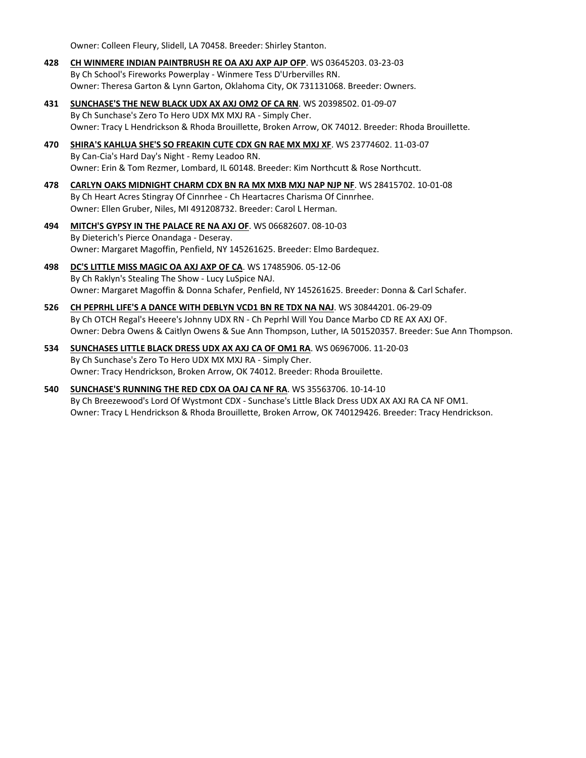Owner: Colleen Fleury, Slidell, LA 70458. Breeder: Shirley Stanton.

**428** **CH WINMERE INDIAN PAINTBRUSH RE OA AXJ AXP AJP OFP**. WS 03645203. 03-23-03
By Ch School's Fireworks Powerplay - Winmere Tess D'Urbervilles RN.
Owner: Theresa Garton & Lynn Garton, Oklahoma City, OK 731131068. Breeder: Owners.

**431** **SUNCHASE'S THE NEW BLACK UDX AX AXJ OM2 OF CA RN**. WS 20398502. 01-09-07
By Ch Sunchase's Zero To Hero UDX MX MXJ RA - Simply Cher.
Owner: Tracy L Hendrickson & Rhoda Brouillette, Broken Arrow, OK 74012. Breeder: Rhoda Brouillette.

**470** **SHIRA'S KAHLUA SHE'S SO FREAKIN CUTE CDX GN RAE MX MXJ XF**. WS 23774602. 11-03-07
By Can-Cia's Hard Day's Night - Remy Leadoo RN.
Owner: Erin & Tom Rezmer, Lombard, IL 60148. Breeder: Kim Northcutt & Rose Northcutt.

**478** **CARLYN OAKS MIDNIGHT CHARM CDX BN RA MX MXB MXJ NAP NJP NF**. WS 28415702. 10-01-08
By Ch Heart Acres Stingray Of Cinnrhee - Ch Heartacres Charisma Of Cinnrhee.
Owner: Ellen Gruber, Niles, MI 491208732. Breeder: Carol L Herman.

**494** **MITCH'S GYPSY IN THE PALACE RE NA AXJ OF**. WS 06682607. 08-10-03
By Dieterich's Pierce Onandaga - Deseray.
Owner: Margaret Magoffin, Penfield, NY 145261625. Breeder: Elmo Bardequez.

**498** **DC'S LITTLE MISS MAGIC OA AXJ AXP OF CA**. WS 17485906. 05-12-06
By Ch Raklyn's Stealing The Show - Lucy LuSpice NAJ.
Owner: Margaret Magoffin & Donna Schafer, Penfield, NY 145261625. Breeder: Donna & Carl Schafer.

**526** **CH PEPRHL LIFE'S A DANCE WITH DEBLYN VCD1 BN RE TDX NA NAJ**. WS 30844201. 06-29-09
By Ch OTCH Regal's Heeere's Johnny UDX RN - Ch Peprhl Will You Dance Marbo CD RE AX AXJ OF.
Owner: Debra Owens & Caitlyn Owens & Sue Ann Thompson, Luther, IA 501520357. Breeder: Sue Ann Thompson.

**534** **SUNCHASES LITTLE BLACK DRESS UDX AX AXJ CA OF OM1 RA**. WS 06967006. 11-20-03
By Ch Sunchase's Zero To Hero UDX MX MXJ RA - Simply Cher.
Owner: Tracy Hendrickson, Broken Arrow, OK 74012. Breeder: Rhoda Brouilette.

**540** **SUNCHASE'S RUNNING THE RED CDX OA OAJ CA NF RA**. WS 35563706. 10-14-10
By Ch Breezewood's Lord Of Wystmont CDX - Sunchase's Little Black Dress UDX AX AXJ RA CA NF OM1.
Owner: Tracy L Hendrickson & Rhoda Brouillette, Broken Arrow, OK 740129426. Breeder: Tracy Hendrickson.